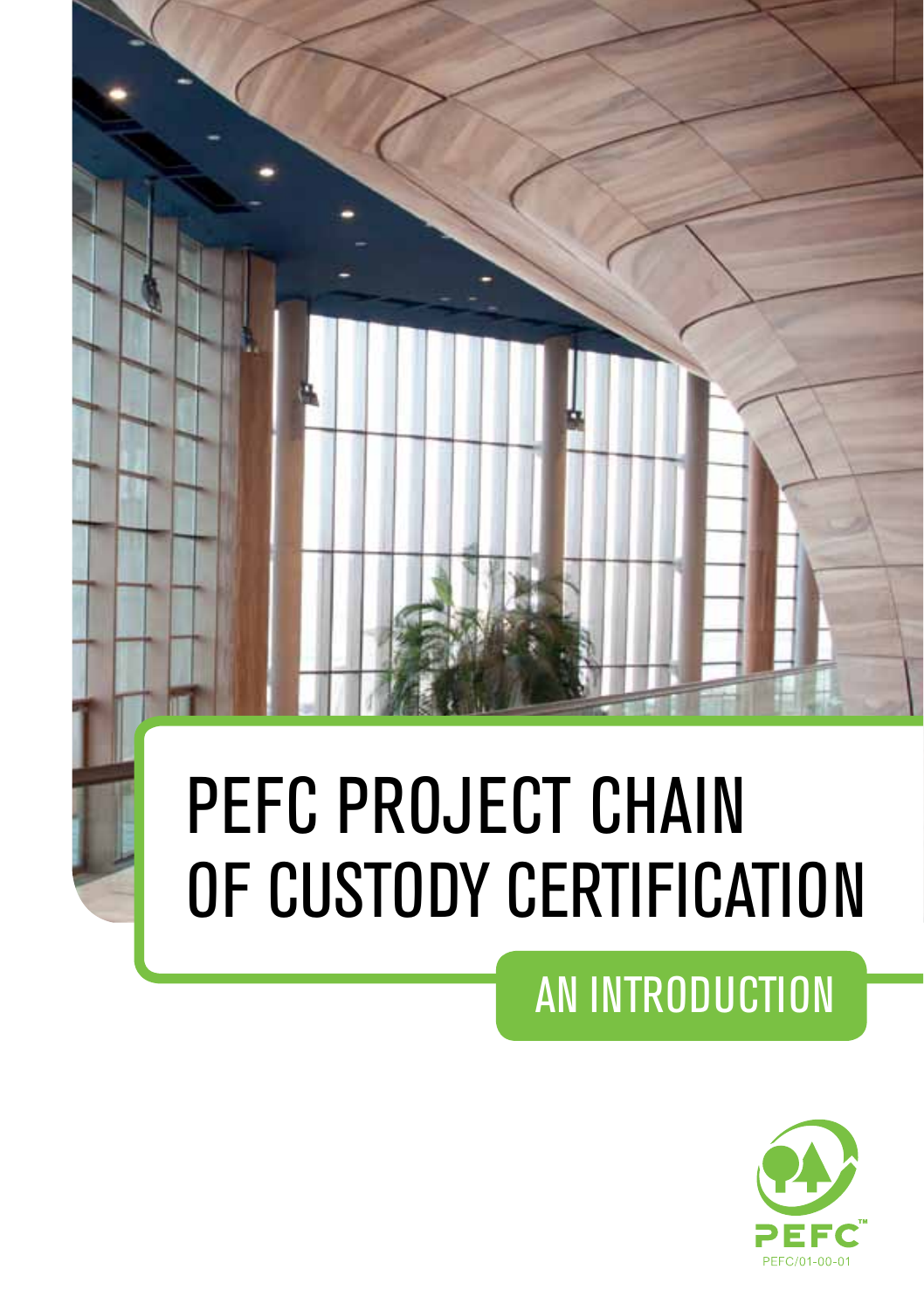# PEFC PROJECT CHAIN OF CUSTODY CERTIFICATION

## AN INTRODUCTION

PEFC

PEFC/01-00-01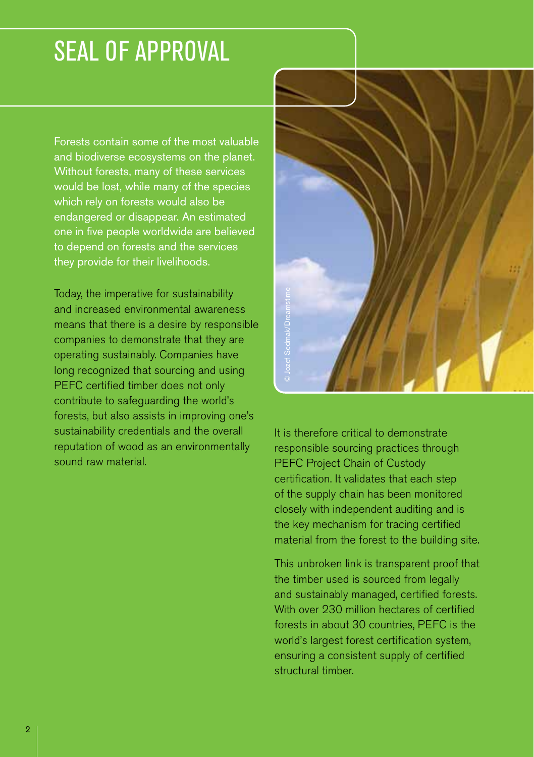# SEAL OF APPROVAL

Forests contain some of the most valuable and biodiverse ecosystems on the planet. Without forests, many of these services would be lost, while many of the species which rely on forests would also be endangered or disappear. An estimated one in five people worldwide are believed to depend on forests and the services they provide for their livelihoods.

Today, the imperative for sustainability and increased environmental awareness means that there is a desire by responsible companies to demonstrate that they are operating sustainably. Companies have long recognized that sourcing and using PEFC certified timber does not only contribute to safeguarding the world's forests, but also assists in improving one's sustainability credentials and the overall reputation of wood as an environmentally sound raw material.

It is therefore critical to demonstrate responsible sourcing practices through PEFC Project Chain of Custody certification. It validates that each step of the supply chain has been monitored closely with independent auditing and is the key mechanism for tracing certified material from the forest to the building site.

This unbroken link is transparent proof that the timber used is sourced from legally and sustainably managed, certified forests. With over 230 million hectares of certified forests in about 30 countries, PEFC is the world's largest forest certification system, ensuring a consistent supply of certified structural timber.

© Jozef Sedmak/Dreamstime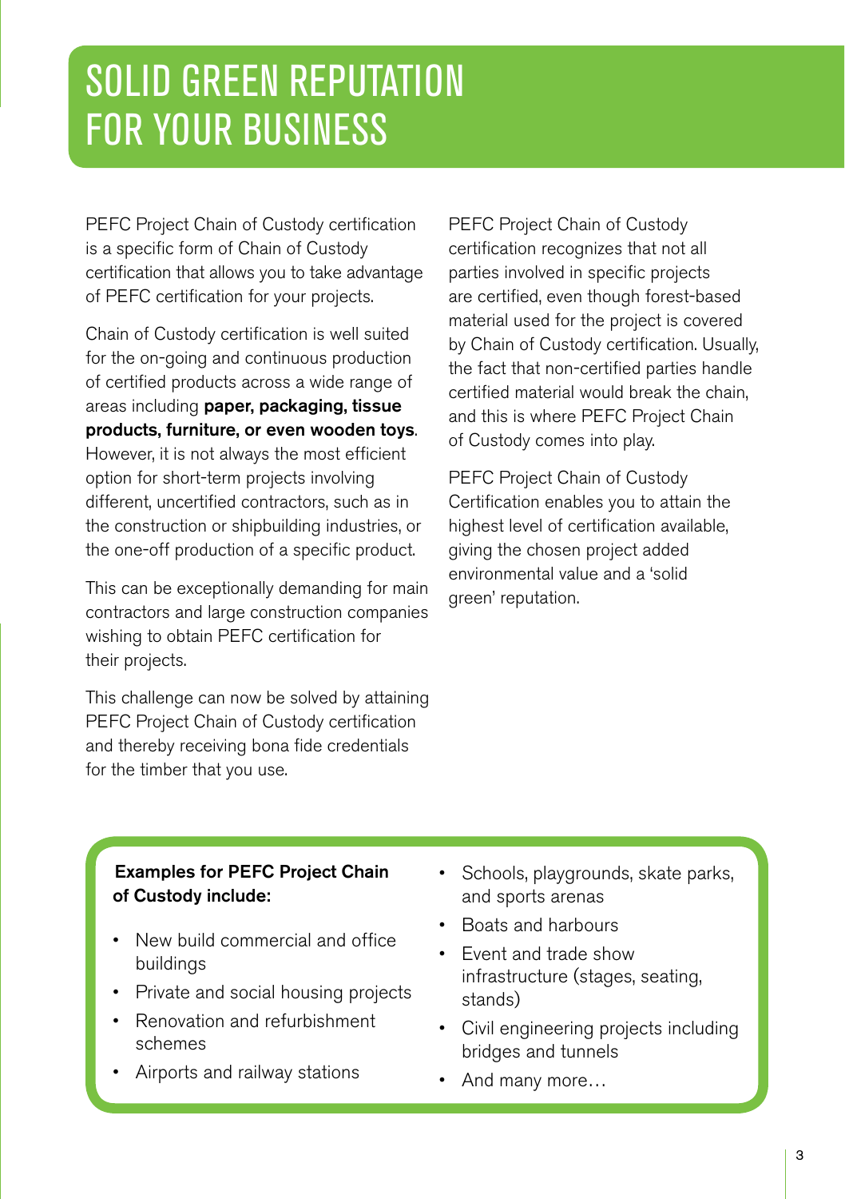# SOLID GREEN REPUTATION FOR YOUR BUSINESS

PEFC Project Chain of Custody certification is a specific form of Chain of Custody certification that allows you to take advantage of PEFC certification for your projects.

Chain of Custody certification is well suited for the on-going and continuous production of certified products across a wide range of areas including **paper, packaging, tissue products, furniture, or even wooden toys**. However, it is not always the most efficient option for short-term projects involving different, uncertified contractors, such as in the construction or shipbuilding industries, or the one-off production of a specific product.

This can be exceptionally demanding for main contractors and large construction companies wishing to obtain PEFC certification for their projects.

This challenge can now be solved by attaining PEFC Project Chain of Custody certification and thereby receiving bona fide credentials for the timber that you use.

PEFC Project Chain of Custody certification recognizes that not all parties involved in specific projects are certified, even though forest-based material used for the project is covered by Chain of Custody certification. Usually, the fact that non-certified parties handle certified material would break the chain, and this is where PEFC Project Chain of Custody comes into play.

PEFC Project Chain of Custody Certification enables you to attain the highest level of certification available, giving the chosen project added environmental value and a 'solid green' reputation.

**Examples for PEFC Project Chain of Custody include:**

- New build commercial and office buildings
- Private and social housing projects
- Renovation and refurbishment schemes
- Airports and railway stations
- Schools, playgrounds, skate parks, and sports arenas
- Boats and harbours
- Event and trade show infrastructure (stages, seating, stands)
- Civil engineering projects including bridges and tunnels
- And many more…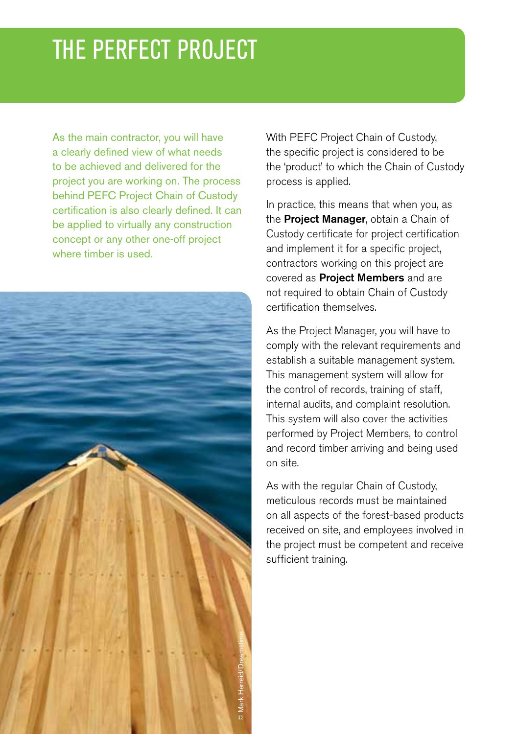# THE PERFECT PROJECT

As the main contractor, you will have a clearly defined view of what needs to be achieved and delivered for the project you are working on. The process behind PEFC Project Chain of Custody certification is also clearly defined. It can be applied to virtually any construction concept or any other one-off project where timber is used.

© Mark Herreid/Dreamstime

With PEFC Project Chain of Custody, the specific project is considered to be the 'product' to which the Chain of Custody process is applied.

In practice, this means that when you, as the **Project Manager**, obtain a Chain of Custody certificate for project certification and implement it for a specific project, contractors working on this project are covered as **Project Members** and are not required to obtain Chain of Custody certification themselves.

As the Project Manager, you will have to comply with the relevant requirements and establish a suitable management system. This management system will allow for the control of records, training of staff, internal audits, and complaint resolution. This system will also cover the activities performed by Project Members, to control and record timber arriving and being used on site.

As with the regular Chain of Custody, meticulous records must be maintained on all aspects of the forest-based products received on site, and employees involved in the project must be competent and receive sufficient training.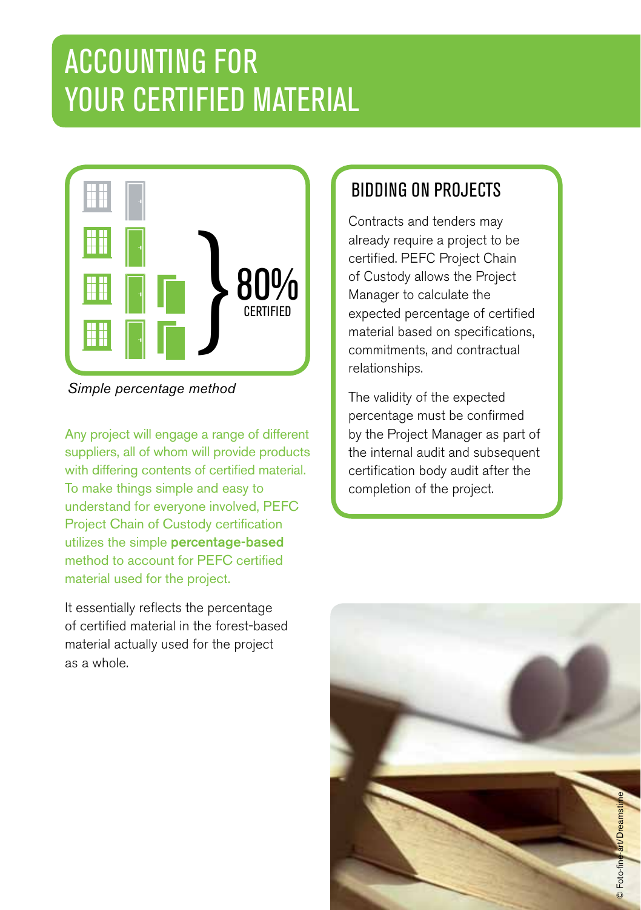# ACCOUNTING FOR YOUR CERTIFIED MATERIAL

80% CERTIFIED

*Simple percentage method*

Any project will engage a range of different suppliers, all of whom will provide products with differing contents of certified material. To make things simple and easy to understand for everyone involved, PEFC Project Chain of Custody certification utilizes the simple **percentage-based** method to account for PEFC certified material used for the project.

It essentially reflects the percentage of certified material in the forest-based material actually used for the project as a whole.

## BIDDING ON PROJECTS

Contracts and tenders may already require a project to be certified. PEFC Project Chain of Custody allows the Project Manager to calculate the expected percentage of certified material based on specifications, commitments, and contractual relationships.

The validity of the expected percentage must be confirmed by the Project Manager as part of the internal audit and subsequent certification body audit after the completion of the project.

© Foto-fine-art/Dreamstime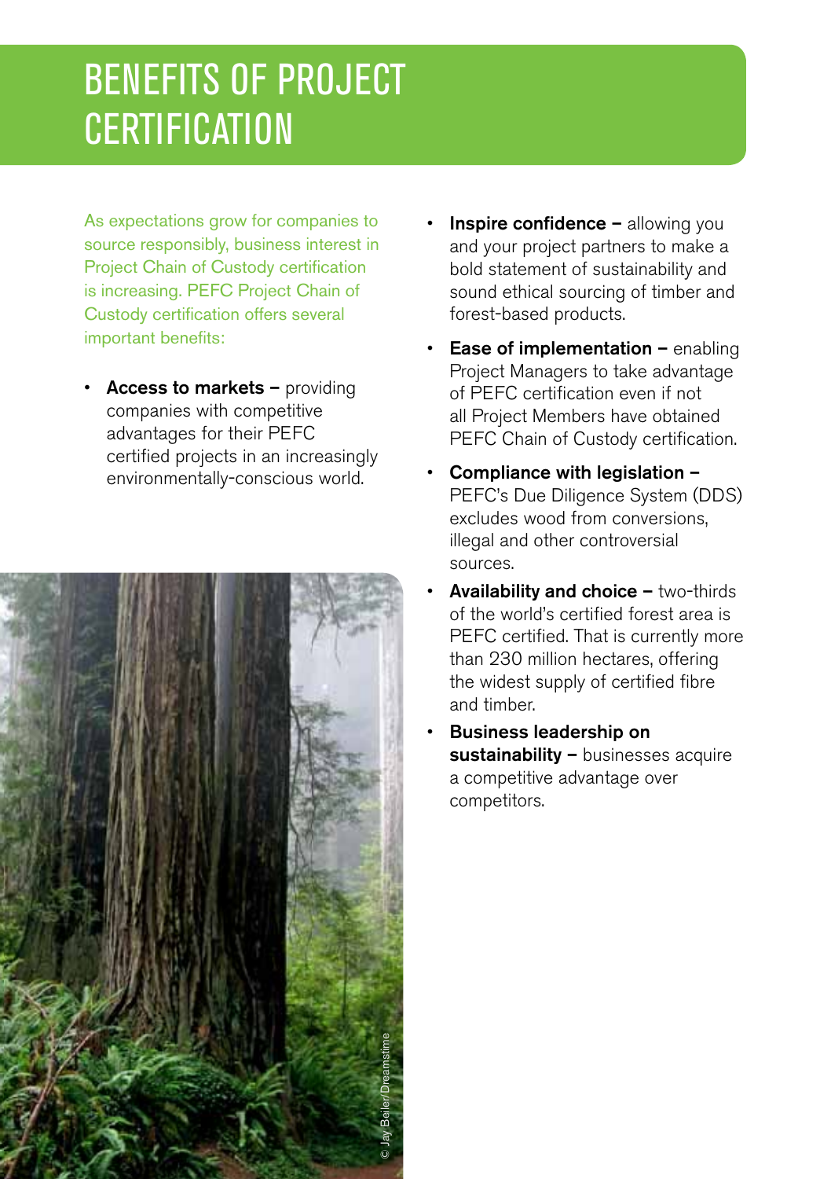# BENEFITS OF PROJECT CERTIFICATION

As expectations grow for companies to source responsibly, business interest in Project Chain of Custody certification is increasing. PEFC Project Chain of Custody certification offers several important benefits:

- **Access to markets –** providing companies with competitive advantages for their PEFC certified projects in an increasingly environmentally-conscious world.
- **Inspire confidence –** allowing you and your project partners to make a bold statement of sustainability and sound ethical sourcing of timber and forest-based products.
- **Ease of implementation –** enabling Project Managers to take advantage of PEFC certification even if not all Project Members have obtained PEFC Chain of Custody certification.
- **Compliance with legislation –** PEFC's Due Diligence System (DDS) excludes wood from conversions, illegal and other controversial sources.
- **Availability and choice –** two-thirds of the world's certified forest area is PEFC certified. That is currently more than 230 million hectares, offering the widest supply of certified fibre and timber.
- **Business leadership on sustainability –** businesses acquire a competitive advantage over competitors.

© Jay Beiler/Dreamstime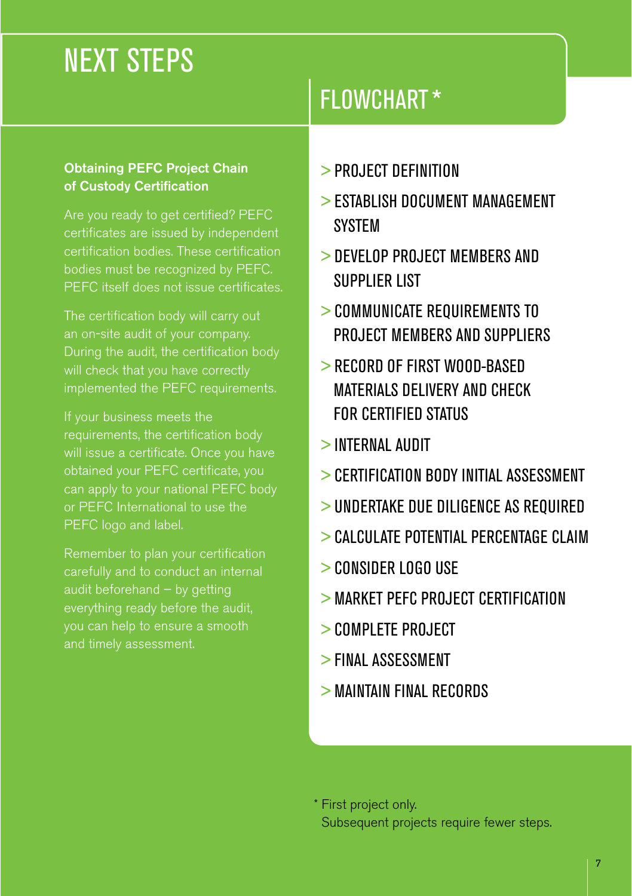# NEXT STEPS

### Obtaining PEFC Project Chain of Custody Certification

Are you ready to get certified? PEFC certificates are issued by independent certification bodies. These certification bodies must be recognized by PEFC. PEFC itself does not issue certificates.

The certification body will carry out an on-site audit of your company. During the audit, the certification body will check that you have correctly implemented the PEFC requirements.

If your business meets the requirements, the certification body will issue a certificate. Once you have obtained your PEFC certificate, you can apply to your national PEFC body or PEFC International to use the PEFC logo and label.

Remember to plan your certification carefully and to conduct an internal audit beforehand – by getting everything ready before the audit, you can help to ensure a smooth and timely assessment.

## FLOWCHART *

> PROJECT DEFINITION

> ESTABLISH DOCUMENT MANAGEMENT SYSTEM

> DEVELOP PROJECT MEMBERS AND SUPPLIER LIST

> COMMUNICATE REQUIREMENTS TO PROJECT MEMBERS AND SUPPLIERS

> RECORD OF FIRST WOOD-BASED MATERIALS DELIVERY AND CHECK FOR CERTIFIED STATUS

> INTERNAL AUDIT

> CERTIFICATION BODY INITIAL ASSESSMENT

> UNDERTAKE DUE DILIGENCE AS REQUIRED

> CALCULATE POTENTIAL PERCENTAGE CLAIM

> CONSIDER LOGO USE

> MARKET PEFC PROJECT CERTIFICATION

> COMPLETE PROJECT

> FINAL ASSESSMENT

> MAINTAIN FINAL RECORDS

* First project only.
Subsequent projects require fewer steps.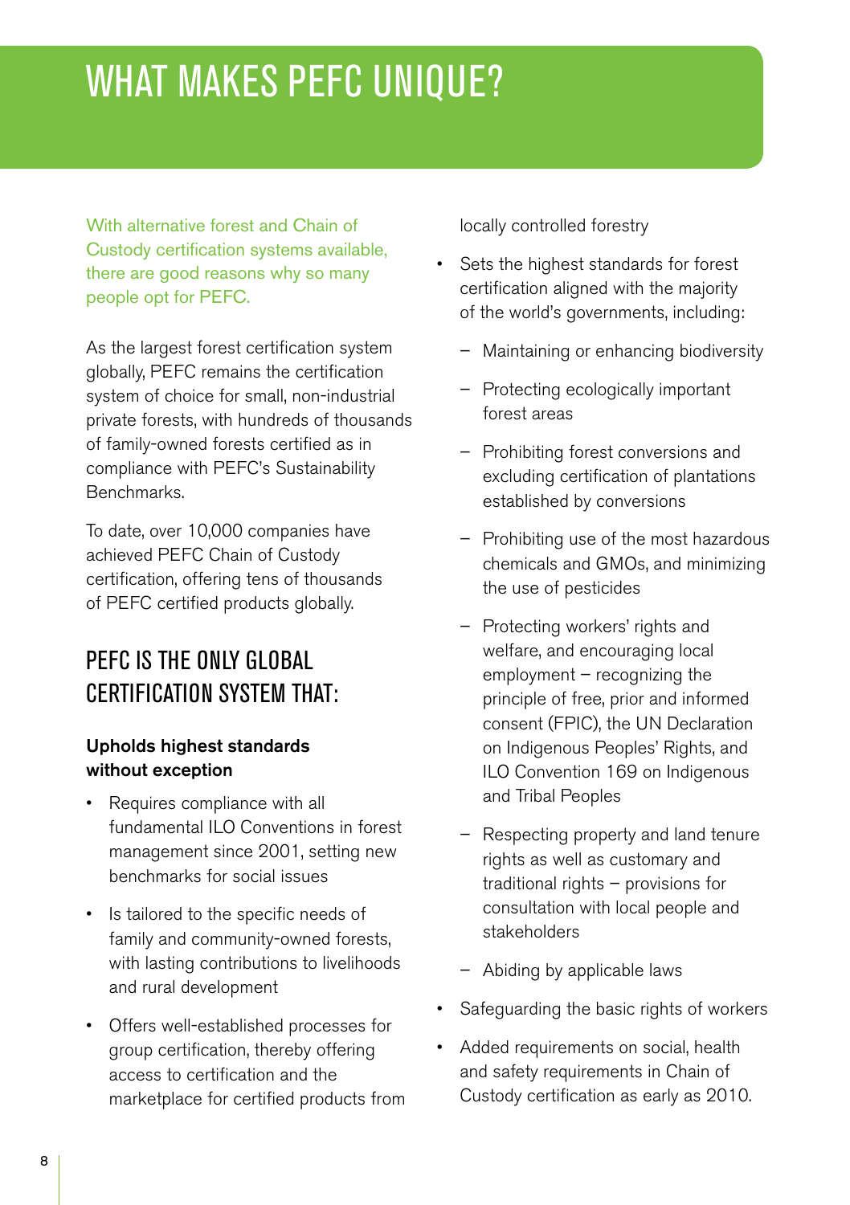# WHAT MAKES PEFC UNIQUE?

With alternative forest and Chain of Custody certification systems available, there are good reasons why so many people opt for PEFC.

As the largest forest certification system globally, PEFC remains the certification system of choice for small, non-industrial private forests, with hundreds of thousands of family-owned forests certified as in compliance with PEFC's Sustainability Benchmarks.

To date, over 10,000 companies have achieved PEFC Chain of Custody certification, offering tens of thousands of PEFC certified products globally.

## PEFC IS THE ONLY GLOBAL CERTIFICATION SYSTEM THAT:

**Upholds highest standards without exception**

- Requires compliance with all fundamental ILO Conventions in forest management since 2001, setting new benchmarks for social issues
- Is tailored to the specific needs of family and community-owned forests, with lasting contributions to livelihoods and rural development
- Offers well-established processes for group certification, thereby offering access to certification and the marketplace for certified products from locally controlled forestry
- Sets the highest standards for forest certification aligned with the majority of the world's governments, including:
  - Maintaining or enhancing biodiversity
  - Protecting ecologically important forest areas
  - Prohibiting forest conversions and excluding certification of plantations established by conversions
  - Prohibiting use of the most hazardous chemicals and GMOs, and minimizing the use of pesticides
  - Protecting workers' rights and welfare, and encouraging local employment – recognizing the principle of free, prior and informed consent (FPIC), the UN Declaration on Indigenous Peoples' Rights, and ILO Convention 169 on Indigenous and Tribal Peoples
  - Respecting property and land tenure rights as well as customary and traditional rights – provisions for consultation with local people and stakeholders
  - Abiding by applicable laws
- Safeguarding the basic rights of workers
- Added requirements on social, health and safety requirements in Chain of Custody certification as early as 2010.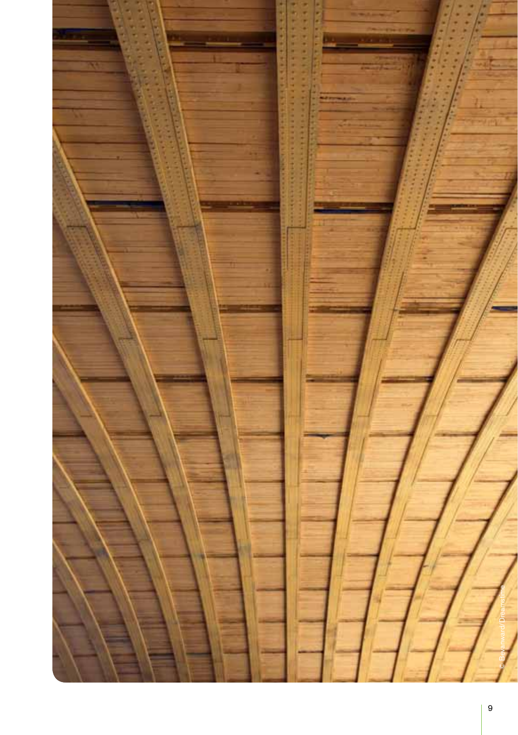© Bevanward/Dreamstime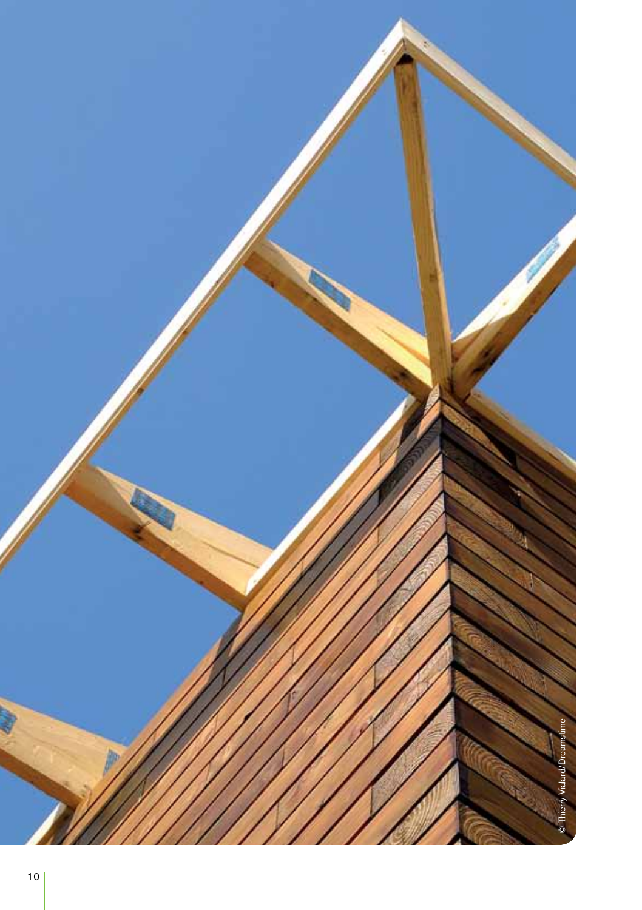© Thierry Vialard/Dreamstime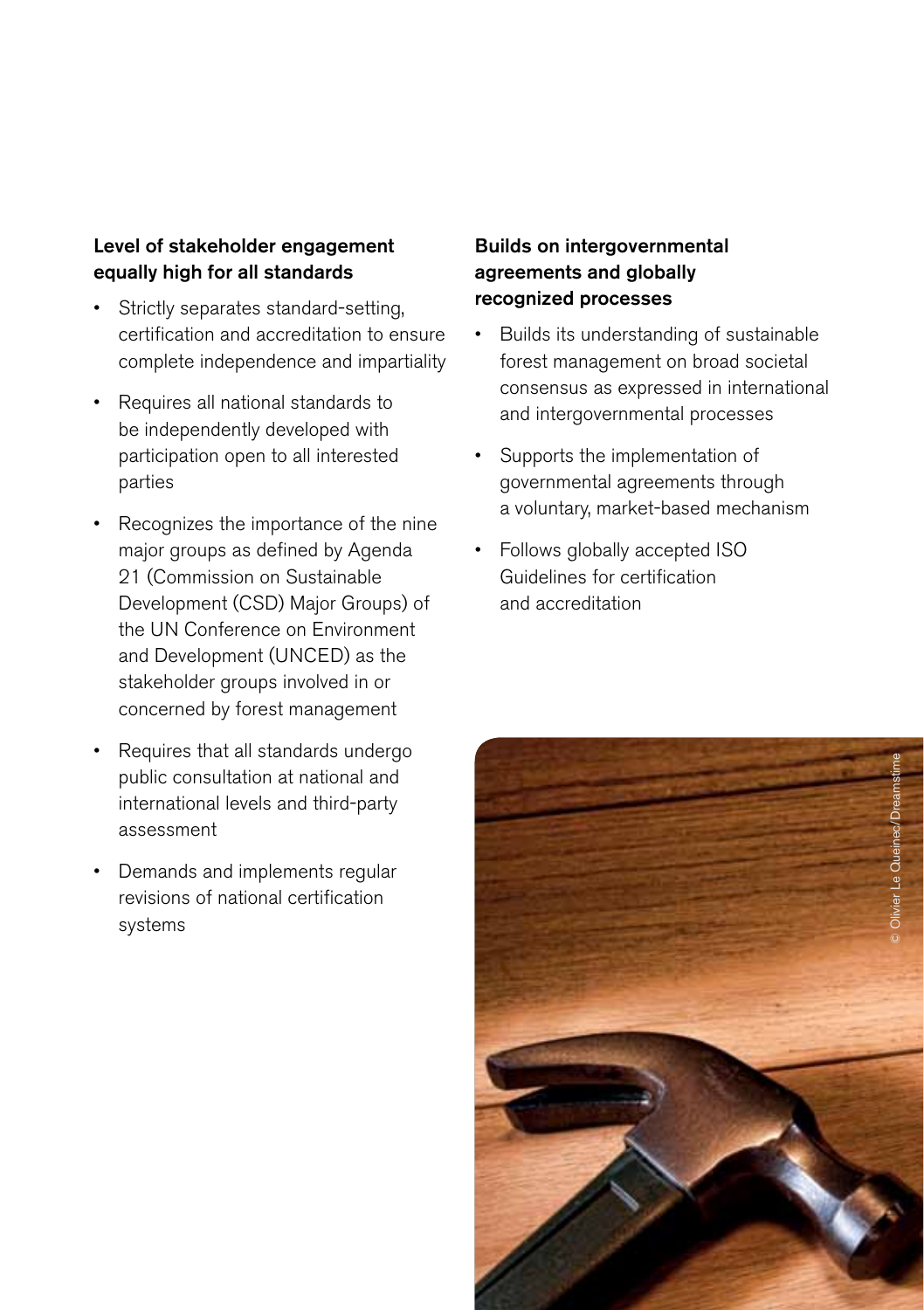### Level of stakeholder engagement equally high for all standards

- Strictly separates standard-setting, certification and accreditation to ensure complete independence and impartiality
- Requires all national standards to be independently developed with participation open to all interested parties
- Recognizes the importance of the nine major groups as defined by Agenda 21 (Commission on Sustainable Development (CSD) Major Groups) of the UN Conference on Environment and Development (UNCED) as the stakeholder groups involved in or concerned by forest management
- Requires that all standards undergo public consultation at national and international levels and third-party assessment
- Demands and implements regular revisions of national certification systems

### Builds on intergovernmental agreements and globally recognized processes

- Builds its understanding of sustainable forest management on broad societal consensus as expressed in international and intergovernmental processes
- Supports the implementation of governmental agreements through a voluntary, market-based mechanism
- Follows globally accepted ISO Guidelines for certification and accreditation

© Olivier Le Queinec/Dreamstime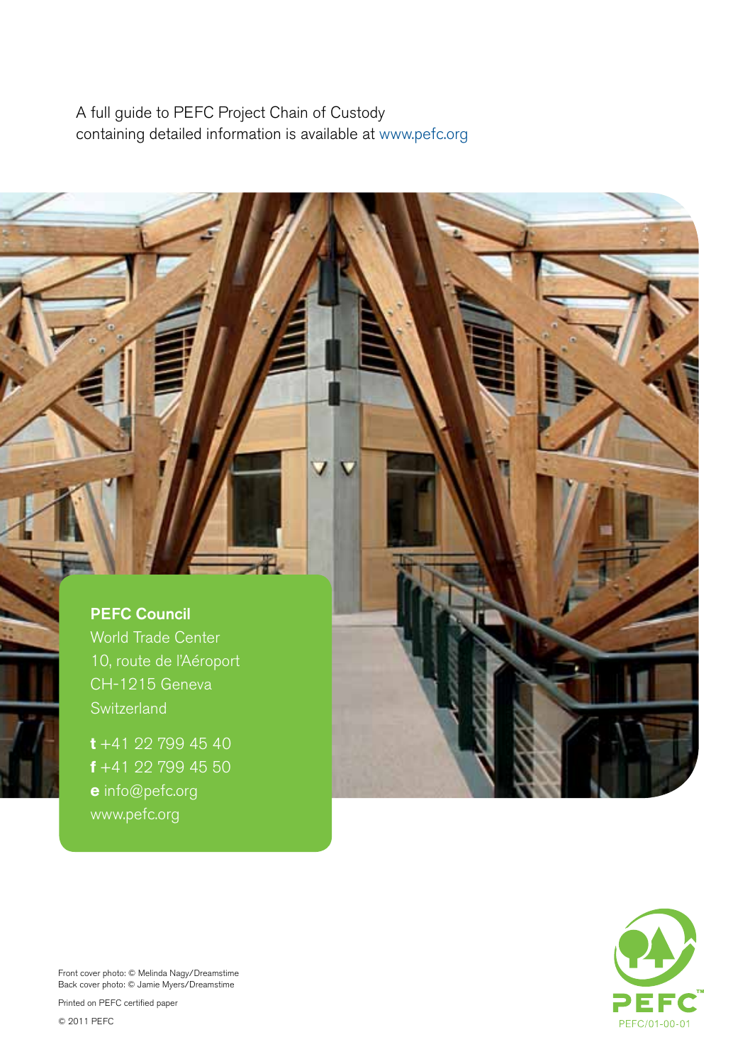A full guide to PEFC Project Chain of Custody containing detailed information is available at www.pefc.org

**PEFC Council**
World Trade Center
10, route de l'Aéroport
CH-1215 Geneva
Switzerland

**t** +41 22 799 45 40
**f** +41 22 799 45 50
**e** info@pefc.org
www.pefc.org

Front cover photo: © Melinda Nagy/Dreamstime
Back cover photo: © Jamie Myers/Dreamstime

Printed on PEFC certified paper

© 2011 PEFC

PEFC™
PEFC/01-00-01